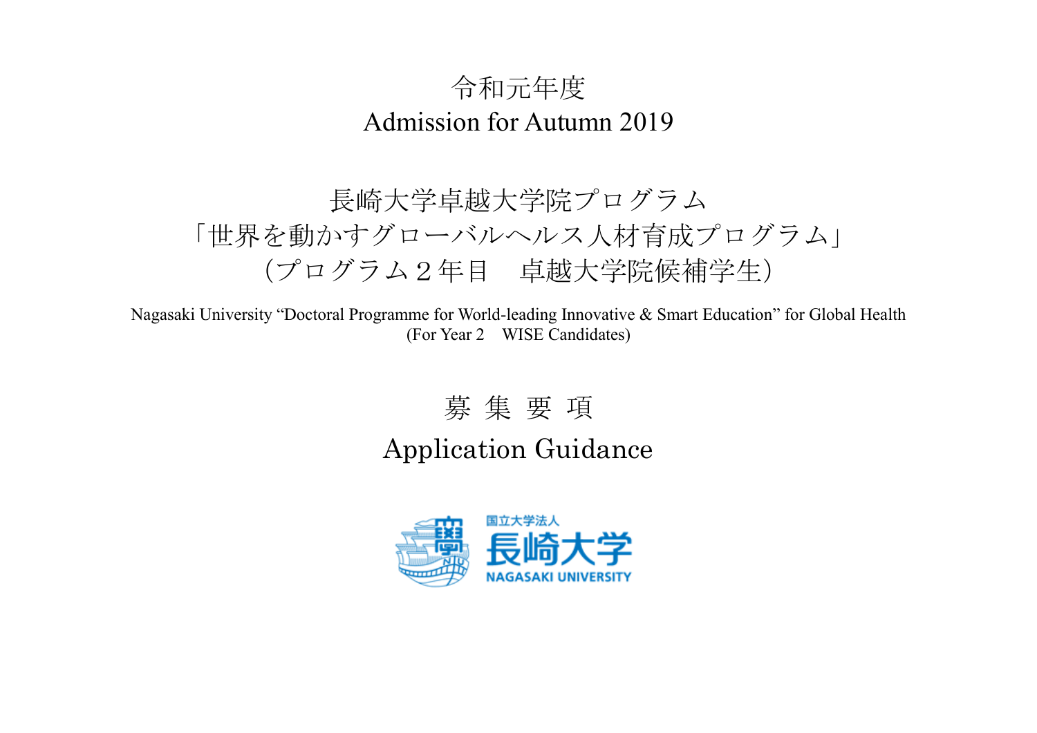令和元年度

Admission for Autumn 2019

# 長崎大学卓越大学院プログラム
# 「世界を動かすグローバルヘルス人材育成プログラム」
# （プログラム２年目　卓越大学院候補学生）

Nagasaki University “Doctoral Programme for World-leading Innovative & Smart Education” for Global Health
(For Year 2　WISE Candidates)

# 募 集 要 項

# Application Guidance

国立大学法人
長崎大学
NAGASAKI UNIVERSITY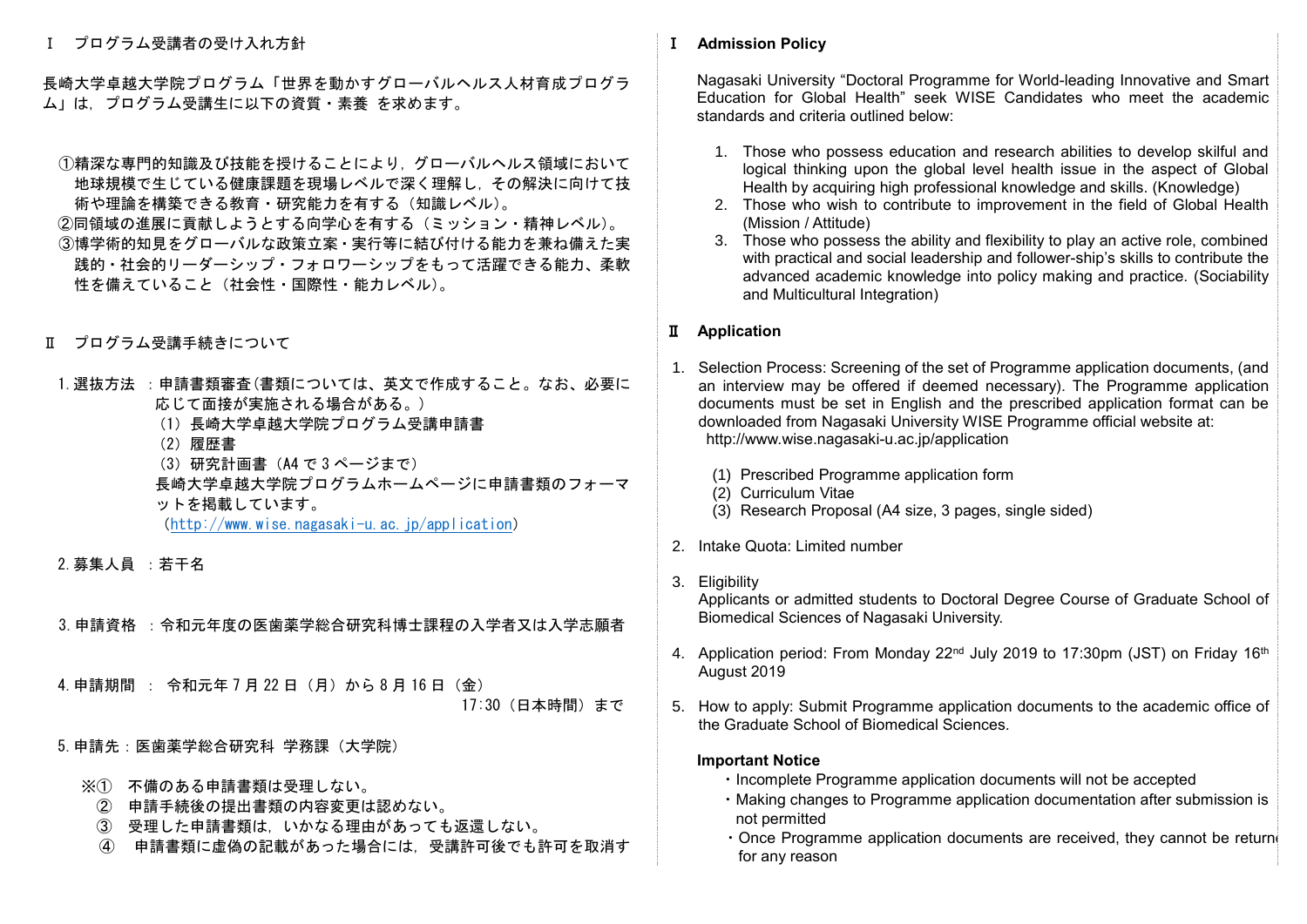## Ⅰ　プログラム受講者の受け入れ方針

長崎大学卓越大学院プログラム「世界を動かすグローバルヘルス人材育成プログラム」は，プログラム受講生に以下の資質・素養 を求めます。

①精深な専門的知識及び技能を授けることにより，グローバルヘルス領域において地球規模で生じている健康課題を現場レベルで深く理解し，その解決に向けて技術や理論を構築できる教育・研究能力を有する（知識レベル）。
②同領域の進展に貢献しようとする向学心を有する（ミッション・精神レベル）。
③博学術的知見をグローバルな政策立案・実行等に結び付ける能力を兼ね備えた実践的・社会的リーダーシップ・フォロワーシップをもって活躍できる能力、柔軟性を備えていること（社会性・国際性・能力レベル）。

## Ⅱ　プログラム受講手続きについて

1. 選抜方法 ：申請書類審査（書類については、英文で作成すること。なお、必要に応じて面接が実施される場合がある。）
   （1）長崎大学卓越大学院プログラム受講申請書
   （2）履歴書
   （3）研究計画書（A4 で 3 ページまで）
   長崎大学卓越大学院プログラムホームページに申請書類のフォーマットを掲載しています。
   （http://www.wise.nagasaki-u.ac.jp/application）

2. 募集人員 ：若干名

3. 申請資格 ：令和元年度の医歯薬学総合研究科博士課程の入学者又は入学志願者

4. 申請期間 ： 令和元年 7 月 22 日（月）から 8 月 16 日（金）17:30（日本時間）まで

5. 申請先：医歯薬学総合研究科 学務課（大学院）

※① 不備のある申請書類は受理しない。
② 申請手続後の提出書類の内容変更は認めない。
③ 受理した申請書類は，いかなる理由があっても返還しない。
④ 申請書類に虚偽の記載があった場合には，受講許可後でも許可を取消す

## Ⅰ　Admission Policy

Nagasaki University “Doctoral Programme for World-leading Innovative and Smart Education for Global Health” seek WISE Candidates who meet the academic standards and criteria outlined below:

1. Those who possess education and research abilities to develop skilful and logical thinking upon the global level health issue in the aspect of Global Health by acquiring high professional knowledge and skills. (Knowledge)
2. Those who wish to contribute to improvement in the field of Global Health (Mission / Attitude)
3. Those who possess the ability and flexibility to play an active role, combined with practical and social leadership and follower-ship’s skills to contribute the advanced academic knowledge into policy making and practice. (Sociability and Multicultural Integration)

## Ⅱ　Application

1. Selection Process: Screening of the set of Programme application documents, (and an interview may be offered if deemed necessary). The Programme application documents must be set in English and the prescribed application format can be downloaded from Nagasaki University WISE Programme official website at: http://www.wise.nagasaki-u.ac.jp/application
   (1) Prescribed Programme application form
   (2) Curriculum Vitae
   (3) Research Proposal (A4 size, 3 pages, single sided)
2. Intake Quota: Limited number
3. Eligibility
   Applicants or admitted students to Doctoral Degree Course of Graduate School of Biomedical Sciences of Nagasaki University.
4. Application period: From Monday 22nd July 2019 to 17:30pm (JST) on Friday 16th August 2019
5. How to apply: Submit Programme application documents to the academic office of the Graduate School of Biomedical Sciences.

**Important Notice**

- Incomplete Programme application documents will not be accepted
- Making changes to Programme application documentation after submission is not permitted
- Once Programme application documents are received, they cannot be returned for any reason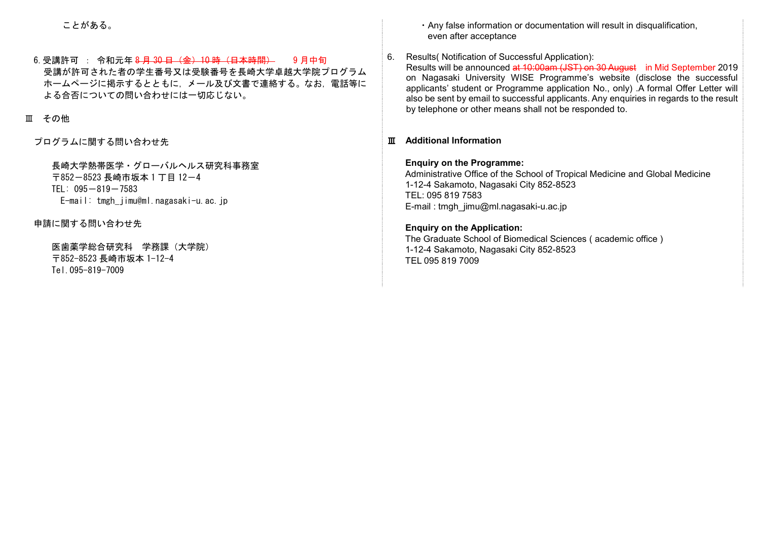ことがある。

6.受講許可 ： 令和元年 ~~8月30日（金）10時（日本時間）~~ 9月中旬
受講が許可された者の学生番号又は受験番号を長崎大学卓越大学院プログラムホームページに掲示するとともに，メール及び文書で連絡する。なお，電話等による合否についての問い合わせには一切応じない。

## Ⅲ その他

プログラムに関する問い合わせ先

長崎大学熱帯医学・グローバルヘルス研究科事務室
〒852－8523 長崎市坂本１丁目 12－4
TEL： 095－819－7583
E-mail： tmgh_jimu@ml.nagasaki-u.ac.jp

申請に関する問い合わせ先

医歯薬学総合研究科　学務課（大学院）
〒852-8523 長崎市坂本 1-12-4
Tel.095-819-7009

・Any false information or documentation will result in disqualification, even after acceptance

6. Results( Notification of Successful Application):
Results will be announced ~~at 10:00am (JST) on 30 August~~ in Mid September 2019 on Nagasaki University WISE Programme's website (disclose the successful applicants' student or Programme application No., only) .A formal Offer Letter will also be sent by email to successful applicants. Any enquiries in regards to the result by telephone or other means shall not be responded to.

## Ⅲ Additional Information

**Enquiry on the Programme:**
Administrative Office of the School of Tropical Medicine and Global Medicine
1-12-4 Sakamoto, Nagasaki City 852-8523
TEL: 095 819 7583
E-mail : tmgh_jimu@ml.nagasaki-u.ac.jp

**Enquiry on the Application:**
The Graduate School of Biomedical Sciences ( academic office )
1-12-4 Sakamoto, Nagasaki City 852-8523
TEL 095 819 7009